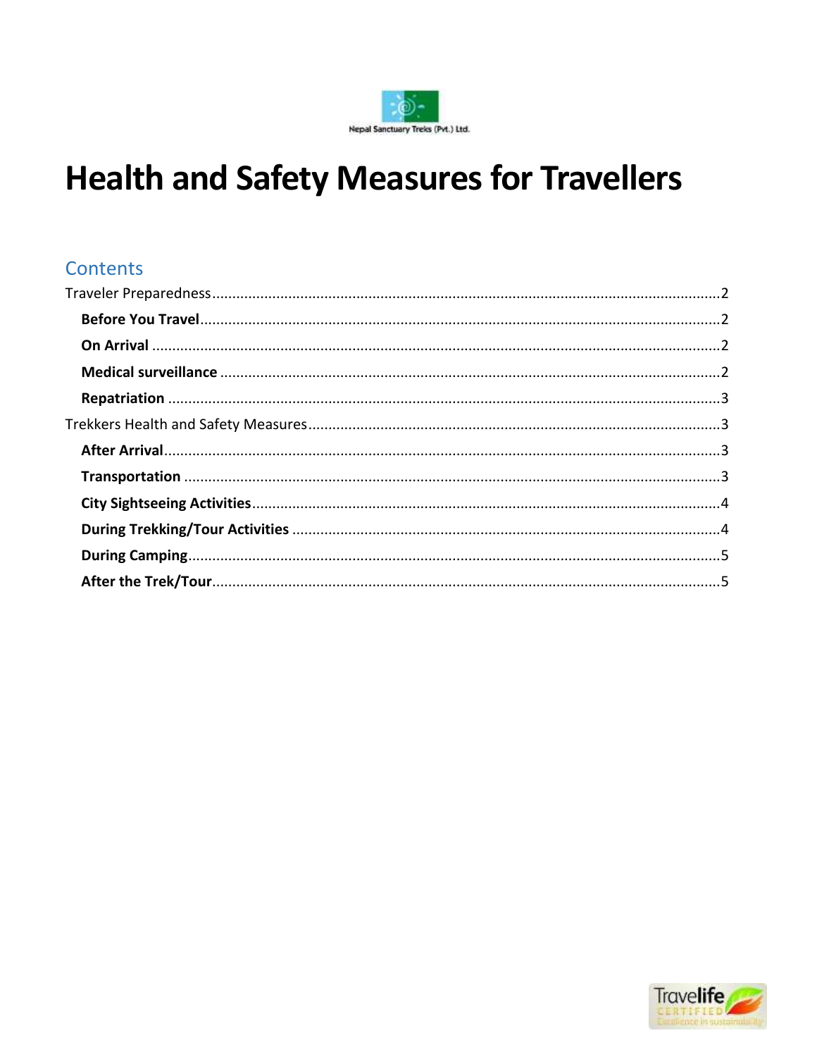Nepal Sanctuary Treks (Pvt.) Ltd.

# Health and Safety Measures for Travellers

## Contents

Traveler Preparedness ..... 2

- **Before You Travel** ..... 2
- **On Arrival** ..... 2
- **Medical surveillance** ..... 2
- **Repatriation** ..... 3

Trekkers Health and Safety Measures ..... 3

- **After Arrival** ..... 3
- **Transportation** ..... 3
- **City Sightseeing Activities** ..... 4
- **During Trekking/Tour Activities** ..... 4
- **During Camping** ..... 5
- **After the Trek/Tour** ..... 5

Travelife CERTIFIED Excellence in sustainability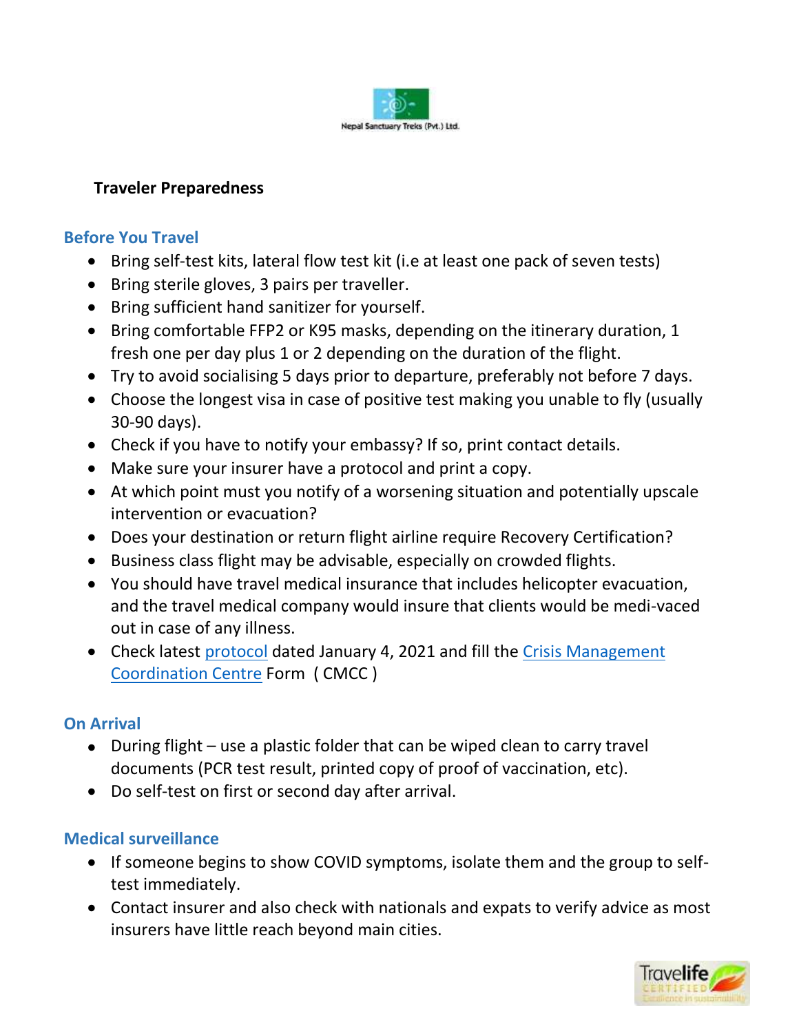Nepal Sanctuary Treks (Pvt.) Ltd.

## Traveler Preparedness

### Before You Travel

- Bring self-test kits, lateral flow test kit (i.e at least one pack of seven tests)
- Bring sterile gloves, 3 pairs per traveller.
- Bring sufficient hand sanitizer for yourself.
- Bring comfortable FFP2 or K95 masks, depending on the itinerary duration, 1 fresh one per day plus 1 or 2 depending on the duration of the flight.
- Try to avoid socialising 5 days prior to departure, preferably not before 7 days.
- Choose the longest visa in case of positive test making you unable to fly (usually 30-90 days).
- Check if you have to notify your embassy? If so, print contact details.
- Make sure your insurer have a protocol and print a copy.
- At which point must you notify of a worsening situation and potentially upscale intervention or evacuation?
- Does your destination or return flight airline require Recovery Certification?
- Business class flight may be advisable, especially on crowded flights.
- You should have travel medical insurance that includes helicopter evacuation, and the travel medical company would insure that clients would be medi-vaced out in case of any illness.
- Check latest protocol dated January 4, 2021 and fill the Crisis Management Coordination Centre Form ( CMCC )

### On Arrival

- During flight – use a plastic folder that can be wiped clean to carry travel documents (PCR test result, printed copy of proof of vaccination, etc).
- Do self-test on first or second day after arrival.

### Medical surveillance

- If someone begins to show COVID symptoms, isolate them and the group to self-test immediately.
- Contact insurer and also check with nationals and expats to verify advice as most insurers have little reach beyond main cities.

Travelife CERTIFIED Excellence in sustainability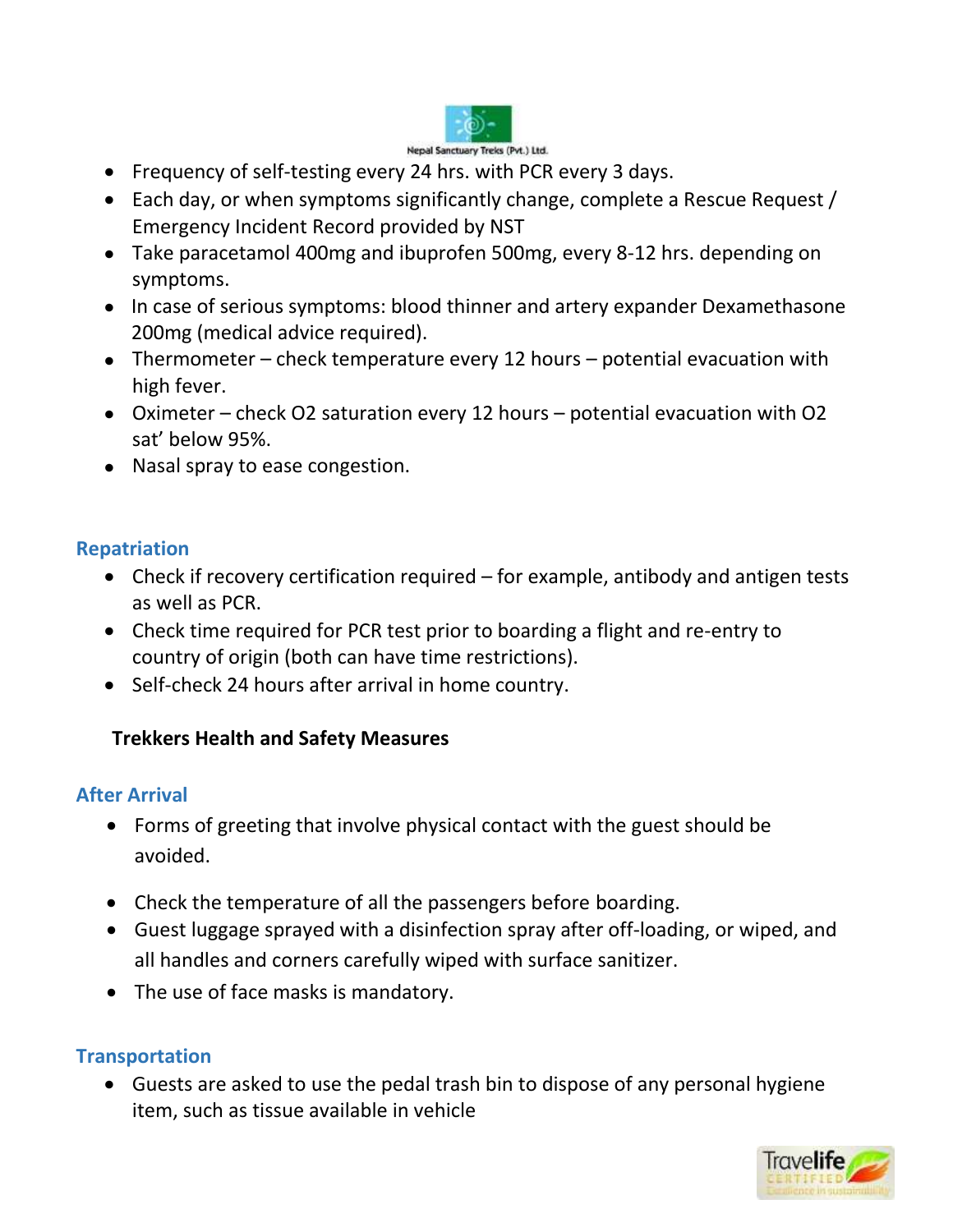- Frequency of self-testing every 24 hrs. with PCR every 3 days.
- Each day, or when symptoms significantly change, complete a Rescue Request / Emergency Incident Record provided by NST
- Take paracetamol 400mg and ibuprofen 500mg, every 8-12 hrs. depending on symptoms.
- In case of serious symptoms: blood thinner and artery expander Dexamethasone 200mg (medical advice required).
- Thermometer – check temperature every 12 hours – potential evacuation with high fever.
- Oximeter – check O2 saturation every 12 hours – potential evacuation with O2 sat' below 95%.
- Nasal spray to ease congestion.

## Repatriation

- Check if recovery certification required – for example, antibody and antigen tests as well as PCR.
- Check time required for PCR test prior to boarding a flight and re-entry to country of origin (both can have time restrictions).
- Self-check 24 hours after arrival in home country.

**Trekkers Health and Safety Measures**

## After Arrival

- Forms of greeting that involve physical contact with the guest should be avoided.
- Check the temperature of all the passengers before boarding.
- Guest luggage sprayed with a disinfection spray after off-loading, or wiped, and all handles and corners carefully wiped with surface sanitizer.
- The use of face masks is mandatory.

## Transportation

- Guests are asked to use the pedal trash bin to dispose of any personal hygiene item, such as tissue available in vehicle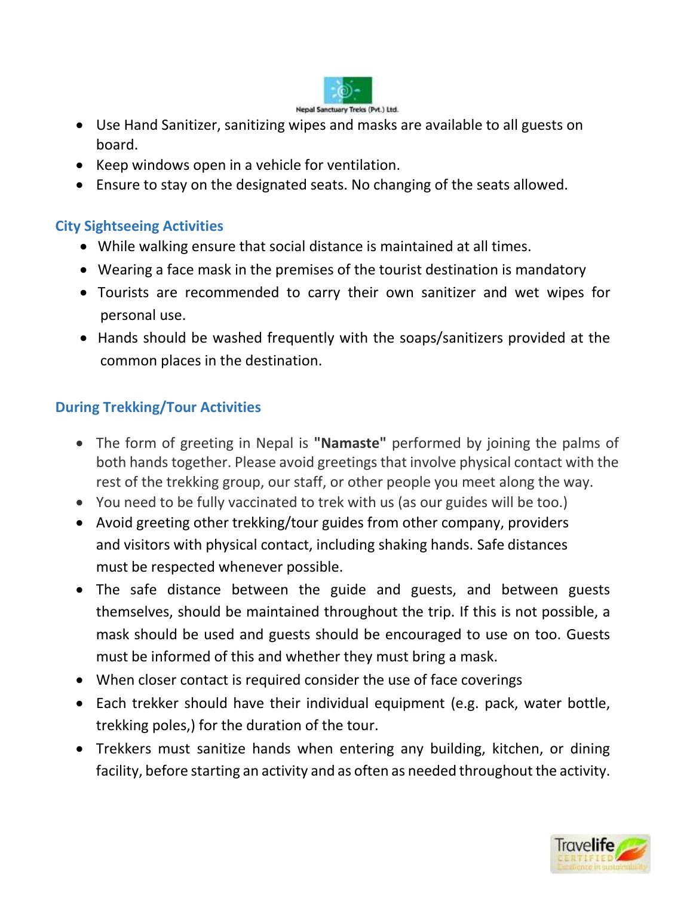- Use Hand Sanitizer, sanitizing wipes and masks are available to all guests on board.
- Keep windows open in a vehicle for ventilation.
- Ensure to stay on the designated seats. No changing of the seats allowed.

## City Sightseeing Activities

- While walking ensure that social distance is maintained at all times.
- Wearing a face mask in the premises of the tourist destination is mandatory
- Tourists are recommended to carry their own sanitizer and wet wipes for personal use.
- Hands should be washed frequently with the soaps/sanitizers provided at the common places in the destination.

## During Trekking/Tour Activities

- The form of greeting in Nepal is **"Namaste"** performed by joining the palms of both hands together. Please avoid greetings that involve physical contact with the rest of the trekking group, our staff, or other people you meet along the way.
- You need to be fully vaccinated to trek with us (as our guides will be too.)
- Avoid greeting other trekking/tour guides from other company, providers and visitors with physical contact, including shaking hands. Safe distances must be respected whenever possible.
- The safe distance between the guide and guests, and between guests themselves, should be maintained throughout the trip. If this is not possible, a mask should be used and guests should be encouraged to use on too. Guests must be informed of this and whether they must bring a mask.
- When closer contact is required consider the use of face coverings
- Each trekker should have their individual equipment (e.g. pack, water bottle, trekking poles,) for the duration of the tour.
- Trekkers must sanitize hands when entering any building, kitchen, or dining facility, before starting an activity and as often as needed throughout the activity.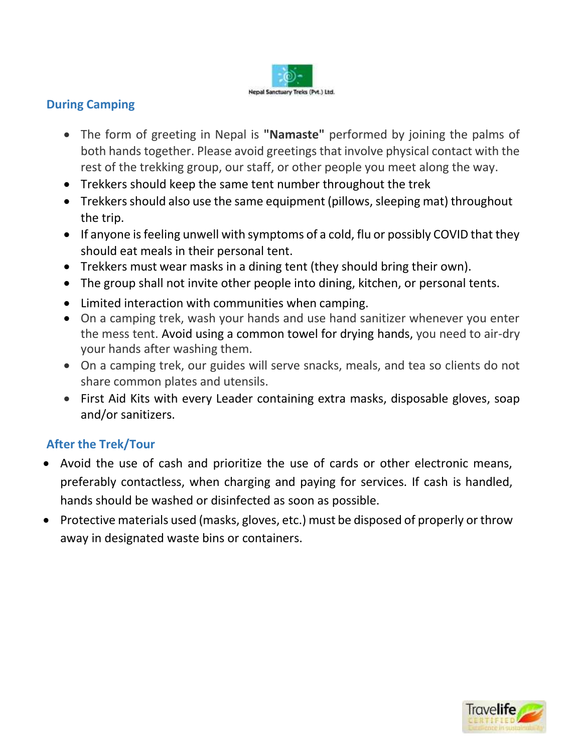## During Camping

- The form of greeting in Nepal is **"Namaste"** performed by joining the palms of both hands together. Please avoid greetings that involve physical contact with the rest of the trekking group, our staff, or other people you meet along the way.
- Trekkers should keep the same tent number throughout the trek
- Trekkers should also use the same equipment (pillows, sleeping mat) throughout the trip.
- If anyone is feeling unwell with symptoms of a cold, flu or possibly COVID that they should eat meals in their personal tent.
- Trekkers must wear masks in a dining tent (they should bring their own).
- The group shall not invite other people into dining, kitchen, or personal tents.
- Limited interaction with communities when camping.
- On a camping trek, wash your hands and use hand sanitizer whenever you enter the mess tent. Avoid using a common towel for drying hands, you need to air-dry your hands after washing them.
- On a camping trek, our guides will serve snacks, meals, and tea so clients do not share common plates and utensils.
- First Aid Kits with every Leader containing extra masks, disposable gloves, soap and/or sanitizers.

## After the Trek/Tour

- Avoid the use of cash and prioritize the use of cards or other electronic means, preferably contactless, when charging and paying for services. If cash is handled, hands should be washed or disinfected as soon as possible.
- Protective materials used (masks, gloves, etc.) must be disposed of properly or throw away in designated waste bins or containers.